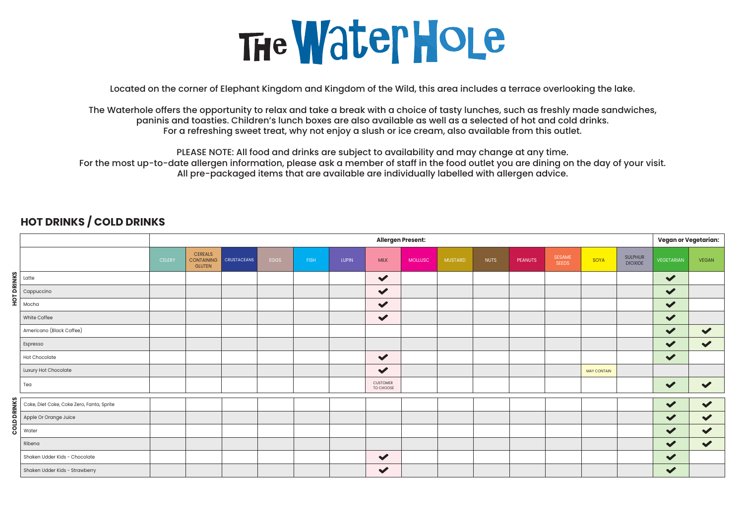# The WaterHole

Located on the corner of Elephant Kingdom and Kingdom of the Wild, this area includes a terrace overlooking the lake.

The Waterhole offers the opportunity to relax and take a break with a choice of tasty lunches, such as freshly made sandwiches, paninis and toasties. Children's lunch boxes are also available as well as a selected of hot and cold drinks. For a refreshing sweet treat, why not enjoy a slush or ice cream, also available from this outlet.

PLEASE NOTE: All food and drinks are subject to availability and may change at any time. For the most up-to-date allergen information, please ask a member of staff in the food outlet you are dining on the day of your visit. All pre-packaged items that are available are individually labelled with allergen advice.

## HOT DRINKS / COLD DRINKS

| | | Allergen Present: | | | | | | | | | | | | | | Vegan or Vegetarian: | |
|---|---|---|---|---|---|---|---|---|---|---|---|---|---|---|---|---|---|
| | | CELERY | CEREALS CONTAINING GLUTEN | CRUSTACEANS | EGGS | FISH | LUPIN | MILK | MOLLUSC | MUSTARD | NUTS | PEANUTS | SESAME SEEDS | SOYA | SULPHUR DIOXIDE | VEGETARIAN | VEGAN |
| HOT DRINKS | Latte | | | | | | | ✔ | | | | | | | | ✔ | |
| | Cappuccino | | | | | | | ✔ | | | | | | | | ✔ | |
| | Mocha | | | | | | | ✔ | | | | | | | | ✔ | |
| | White Coffee | | | | | | | ✔ | | | | | | | | ✔ | |
| | Americano (Black Coffee) | | | | | | | | | | | | | | | ✔ | ✔ |
| | Espresso | | | | | | | | | | | | | | | ✔ | ✔ |
| | Hot Chocolate | | | | | | | ✔ | | | | | | | | ✔ | |
| | Luxury Hot Chocolate | | | | | | | ✔ | | | | | | MAY CONTAIN | | | |
| | Tea | | | | | | | CUSTOMER TO CHOOSE | | | | | | | | ✔ | ✔ |
| COLD DRINKS | Coke, Diet Coke, Coke Zero, Fanta, Sprite | | | | | | | | | | | | | | | ✔ | ✔ |
| | Apple Or Orange Juice | | | | | | | | | | | | | | | ✔ | ✔ |
| | Water | | | | | | | | | | | | | | | ✔ | ✔ |
| | Ribena | | | | | | | | | | | | | | | ✔ | ✔ |
| | Shaken Udder Kids - Chocolate | | | | | | | ✔ | | | | | | | | ✔ | |
| | Shaken Udder Kids - Strawberry | | | | | | | ✔ | | | | | | | | ✔ | |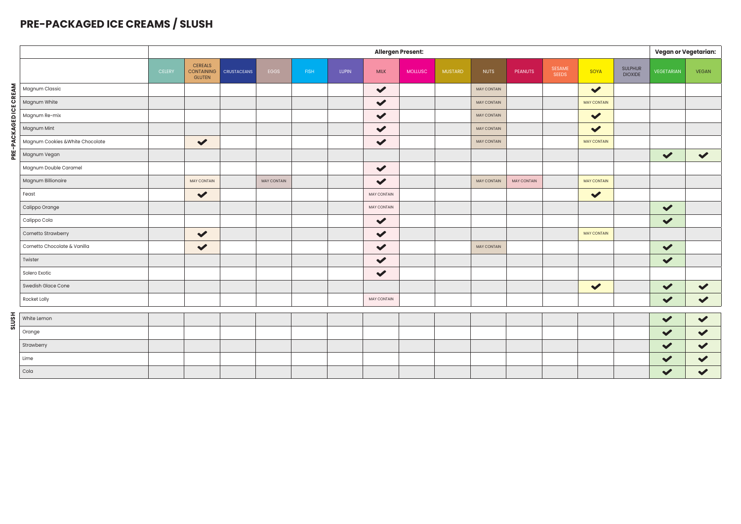## PRE-PACKAGED ICE CREAMS / SLUSH

| | | Allergen Present: | | | | | | | | | | | | | | Vegan or Vegetarian: | |
|---|---|---|---|---|---|---|---|---|---|---|---|---|---|---|---|---|---|
| | | CELERY | CEREALS CONTAINING GLUTEN | CRUSTACEANS | EGGS | FISH | LUPIN | MILK | MOLLUSC | MUSTARD | NUTS | PEANUTS | SESAME SEEDS | SOYA | SULPHUR DIOXIDE | VEGETARIAN | VEGAN |
| PRE-PACKAGED ICE CREAM | Magnum Classic | | | | | | | ✔ | | | MAY CONTAIN | | | ✔ | | | |
| | Magnum White | | | | | | | ✔ | | | MAY CONTAIN | | | MAY CONTAIN | | | |
| | Magnum Re-mix | | | | | | | ✔ | | | MAY CONTAIN | | | ✔ | | | |
| | Magnum Mint | | | | | | | ✔ | | | MAY CONTAIN | | | ✔ | | | |
| | Magnum Cookies &White Chocolate | | ✔ | | | | | ✔ | | | MAY CONTAIN | | | MAY CONTAIN | | | |
| | Magnum Vegan | | | | | | | | | | | | | | | ✔ | ✔ |
| | Magnum Double Caramel | | | | | | | ✔ | | | | | | | | | |
| | Magnum Billionaire | | MAY CONTAIN | | MAY CONTAIN | | | ✔ | | | MAY CONTAIN | MAY CONTAIN | | MAY CONTAIN | | | |
| | Feast | | ✔ | | | | | MAY CONTAIN | | | | | | ✔ | | | |
| | Calippo Orange | | | | | | | MAY CONTAIN | | | | | | | | ✔ | |
| | Calippo Cola | | | | | | | ✔ | | | | | | | | ✔ | |
| | Cornetto Strawberry | | ✔ | | | | | ✔ | | | | | | MAY CONTAIN | | | |
| | Cornetto Chocolate & Vanilla | | ✔ | | | | | ✔ | | | MAY CONTAIN | | | | | ✔ | |
| | Twister | | | | | | | ✔ | | | | | | | | ✔ | |
| | Solero Exotic | | | | | | | ✔ | | | | | | | | | |
| | Swedish Glace Cone | | | | | | | | | | | | | ✔ | | ✔ | ✔ |
| | Rocket Lolly | | | | | | | MAY CONTAIN | | | | | | | | ✔ | ✔ |
| SLUSH | White Lemon | | | | | | | | | | | | | | | ✔ | ✔ |
| | Orange | | | | | | | | | | | | | | | ✔ | ✔ |
| | Strawberry | | | | | | | | | | | | | | | ✔ | ✔ |
| | Lime | | | | | | | | | | | | | | | ✔ | ✔ |
| | Cola | | | | | | | | | | | | | | | ✔ | ✔ |